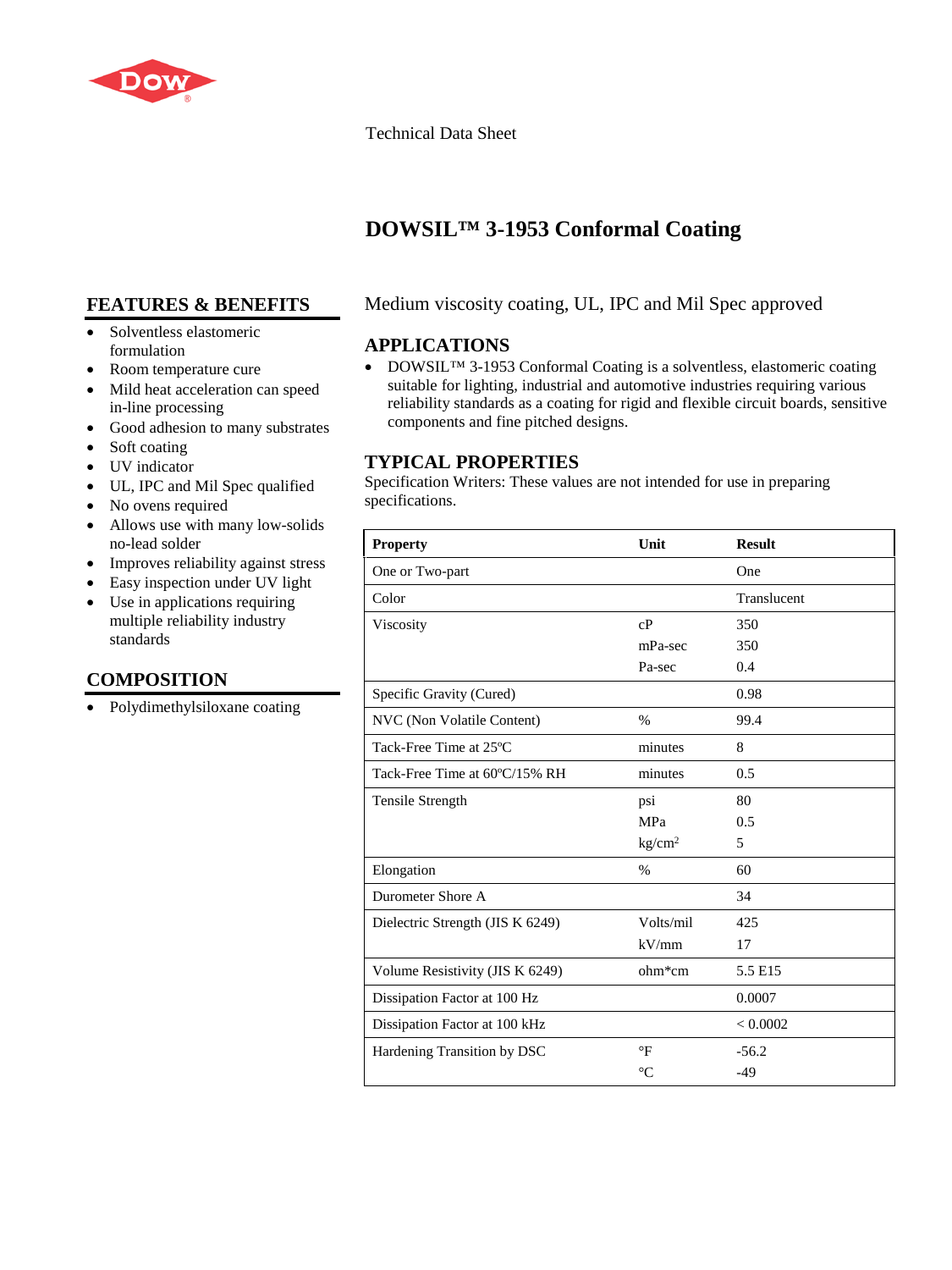Technical Data Sheet

# DOWSIL™ 3-1953 Conformal Coating

## FEATURES & BENEFITS

- Solventless elastomeric formulation
- Room temperature cure
- Mild heat acceleration can speed in-line processing
- Good adhesion to many substrates
- Soft coating
- UV indicator
- UL, IPC and Mil Spec qualified
- No ovens required
- Allows use with many low-solids no-lead solder
- Improves reliability against stress
- Easy inspection under UV light
- Use in applications requiring multiple reliability industry standards

## COMPOSITION

- Polydimethylsiloxane coating

Medium viscosity coating, UL, IPC and Mil Spec approved

## APPLICATIONS

- DOWSIL™ 3-1953 Conformal Coating is a solventless, elastomeric coating suitable for lighting, industrial and automotive industries requiring various reliability standards as a coating for rigid and flexible circuit boards, sensitive components and fine pitched designs.

## TYPICAL PROPERTIES

Specification Writers: These values are not intended for use in preparing specifications.

| Property | Unit | Result |
|---|---|---|
| One or Two-part | | One |
| Color | | Translucent |
| Viscosity | cP | 350 |
| | mPa-sec | 350 |
| | Pa-sec | 0.4 |
| Specific Gravity (Cured) | | 0.98 |
| NVC (Non Volatile Content) | % | 99.4 |
| Tack-Free Time at 25ºC | minutes | 8 |
| Tack-Free Time at 60ºC/15% RH | minutes | 0.5 |
| Tensile Strength | psi | 80 |
| | MPa | 0.5 |
| | $kg/cm^2$ | 5 |
| Elongation | % | 60 |
| Durometer Shore A | | 34 |
| Dielectric Strength (JIS K 6249) | Volts/mil | 425 |
| | kV/mm | 17 |
| Volume Resistivity (JIS K 6249) | ohm*cm | 5.5 E15 |
| Dissipation Factor at 100 Hz | | 0.0007 |
| Dissipation Factor at 100 kHz | | < 0.0002 |
| Hardening Transition by DSC | °F | -56.2 |
| | °C | -49 |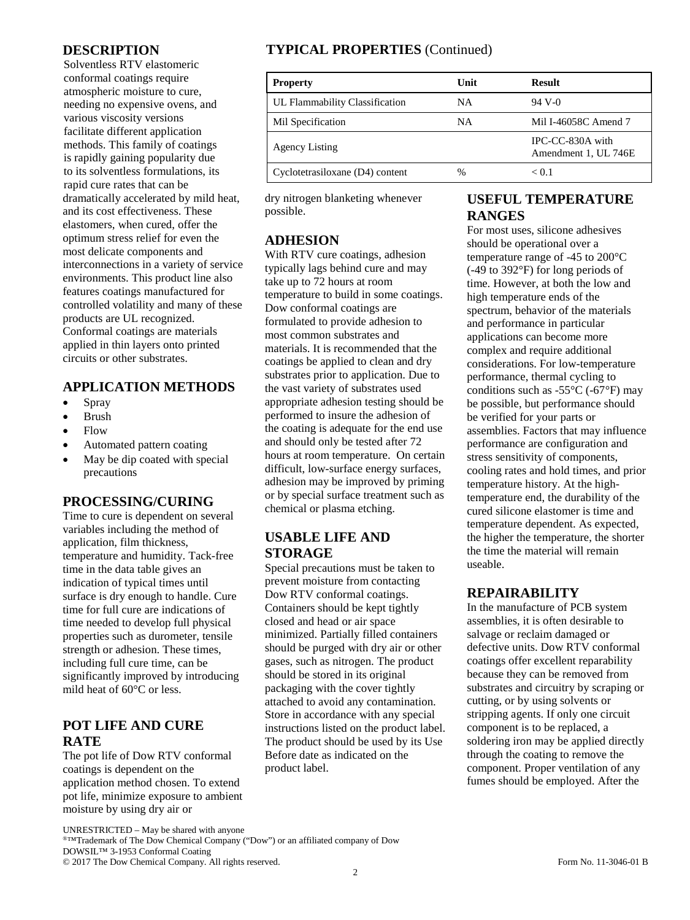## DESCRIPTION

Solventless RTV elastomeric conformal coatings require atmospheric moisture to cure, needing no expensive ovens, and various viscosity versions facilitate different application methods. This family of coatings is rapidly gaining popularity due to its solventless formulations, its rapid cure rates that can be dramatically accelerated by mild heat, and its cost effectiveness. These elastomers, when cured, offer the optimum stress relief for even the most delicate components and interconnections in a variety of service environments. This product line also features coatings manufactured for controlled volatility and many of these products are UL recognized. Conformal coatings are materials applied in thin layers onto printed circuits or other substrates.

## APPLICATION METHODS

- Spray
- Brush
- Flow
- Automated pattern coating
- May be dip coated with special precautions

## PROCESSING/CURING

Time to cure is dependent on several variables including the method of application, film thickness, temperature and humidity. Tack-free time in the data table gives an indication of typical times until surface is dry enough to handle. Cure time for full cure are indications of time needed to develop full physical properties such as durometer, tensile strength or adhesion. These times, including full cure time, can be significantly improved by introducing mild heat of 60°C or less.

## POT LIFE AND CURE RATE

The pot life of Dow RTV conformal coatings is dependent on the application method chosen. To extend pot life, minimize exposure to ambient moisture by using dry air or dry nitrogen blanketing whenever possible.

## TYPICAL PROPERTIES (Continued)

| Property | Unit | Result |
|---|---|---|
| UL Flammability Classification | NA | 94 V-0 |
| Mil Specification | NA | Mil I-46058C Amend 7 |
| Agency Listing | | IPC-CC-830A with Amendment 1, UL 746E |
| Cyclotetrasiloxane (D4) content | % | < 0.1 |

## ADHESION

With RTV cure coatings, adhesion typically lags behind cure and may take up to 72 hours at room temperature to build in some coatings. Dow conformal coatings are formulated to provide adhesion to most common substrates and materials. It is recommended that the coatings be applied to clean and dry substrates prior to application. Due to the vast variety of substrates used appropriate adhesion testing should be performed to insure the adhesion of the coating is adequate for the end use and should only be tested after 72 hours at room temperature. On certain difficult, low-surface energy surfaces, adhesion may be improved by priming or by special surface treatment such as chemical or plasma etching.

## USABLE LIFE AND STORAGE

Special precautions must be taken to prevent moisture from contacting Dow RTV conformal coatings. Containers should be kept tightly closed and head or air space minimized. Partially filled containers should be purged with dry air or other gases, such as nitrogen. The product should be stored in its original packaging with the cover tightly attached to avoid any contamination. Store in accordance with any special instructions listed on the product label. The product should be used by its Use Before date as indicated on the product label.

## USEFUL TEMPERATURE RANGES

For most uses, silicone adhesives should be operational over a temperature range of -45 to 200°C (-49 to 392°F) for long periods of time. However, at both the low and high temperature ends of the spectrum, behavior of the materials and performance in particular applications can become more complex and require additional considerations. For low-temperature performance, thermal cycling to conditions such as -55°C (-67°F) may be possible, but performance should be verified for your parts or assemblies. Factors that may influence performance are configuration and stress sensitivity of components, cooling rates and hold times, and prior temperature history. At the high-temperature end, the durability of the cured silicone elastomer is time and temperature dependent. As expected, the higher the temperature, the shorter the time the material will remain useable.

## REPAIRABILITY

In the manufacture of PCB system assemblies, it is often desirable to salvage or reclaim damaged or defective units. Dow RTV conformal coatings offer excellent reparability because they can be removed from substrates and circuitry by scraping or cutting, or by using solvents or stripping agents. If only one circuit component is to be replaced, a soldering iron may be applied directly through the coating to remove the component. Proper ventilation of any fumes should be employed. After the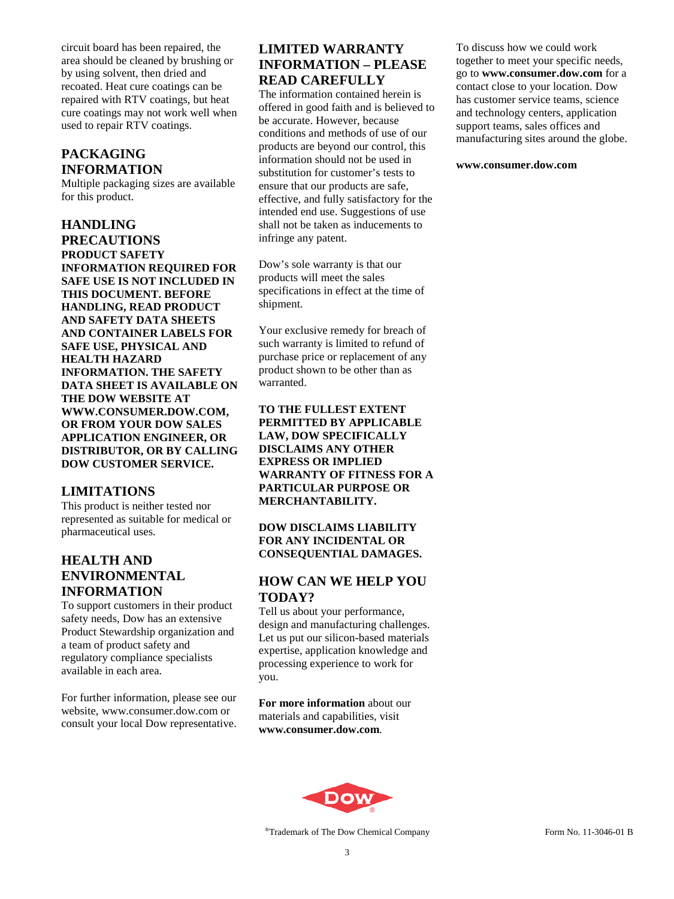circuit board has been repaired, the area should be cleaned by brushing or by using solvent, then dried and recoated. Heat cure coatings can be repaired with RTV coatings, but heat cure coatings may not work well when used to repair RTV coatings.

## PACKAGING INFORMATION

Multiple packaging sizes are available for this product.

## HANDLING PRECAUTIONS

**PRODUCT SAFETY INFORMATION REQUIRED FOR SAFE USE IS NOT INCLUDED IN THIS DOCUMENT. BEFORE HANDLING, READ PRODUCT AND SAFETY DATA SHEETS AND CONTAINER LABELS FOR SAFE USE, PHYSICAL AND HEALTH HAZARD INFORMATION. THE SAFETY DATA SHEET IS AVAILABLE ON THE DOW WEBSITE AT WWW.CONSUMER.DOW.COM, OR FROM YOUR DOW SALES APPLICATION ENGINEER, OR DISTRIBUTOR, OR BY CALLING DOW CUSTOMER SERVICE.**

## LIMITATIONS

This product is neither tested nor represented as suitable for medical or pharmaceutical uses.

## HEALTH AND ENVIRONMENTAL INFORMATION

To support customers in their product safety needs, Dow has an extensive Product Stewardship organization and a team of product safety and regulatory compliance specialists available in each area.

For further information, please see our website, www.consumer.dow.com or consult your local Dow representative.

## LIMITED WARRANTY INFORMATION – PLEASE READ CAREFULLY

The information contained herein is offered in good faith and is believed to be accurate. However, because conditions and methods of use of our products are beyond our control, this information should not be used in substitution for customer's tests to ensure that our products are safe, effective, and fully satisfactory for the intended end use. Suggestions of use shall not be taken as inducements to infringe any patent.

Dow's sole warranty is that our products will meet the sales specifications in effect at the time of shipment.

Your exclusive remedy for breach of such warranty is limited to refund of purchase price or replacement of any product shown to be other than as warranted.

**TO THE FULLEST EXTENT PERMITTED BY APPLICABLE LAW, DOW SPECIFICALLY DISCLAIMS ANY OTHER EXPRESS OR IMPLIED WARRANTY OF FITNESS FOR A PARTICULAR PURPOSE OR MERCHANTABILITY.**

**DOW DISCLAIMS LIABILITY FOR ANY INCIDENTAL OR CONSEQUENTIAL DAMAGES.**

## HOW CAN WE HELP YOU TODAY?

Tell us about your performance, design and manufacturing challenges. Let us put our silicon-based materials expertise, application knowledge and processing experience to work for you.

**For more information** about our materials and capabilities, visit **www.consumer.dow.com**.

To discuss how we could work together to meet your specific needs, go to **www.consumer.dow.com** for a contact close to your location. Dow has customer service teams, science and technology centers, application support teams, sales offices and manufacturing sites around the globe.

**www.consumer.dow.com**

®Trademark of The Dow Chemical Company

Form No. 11-3046-01 B